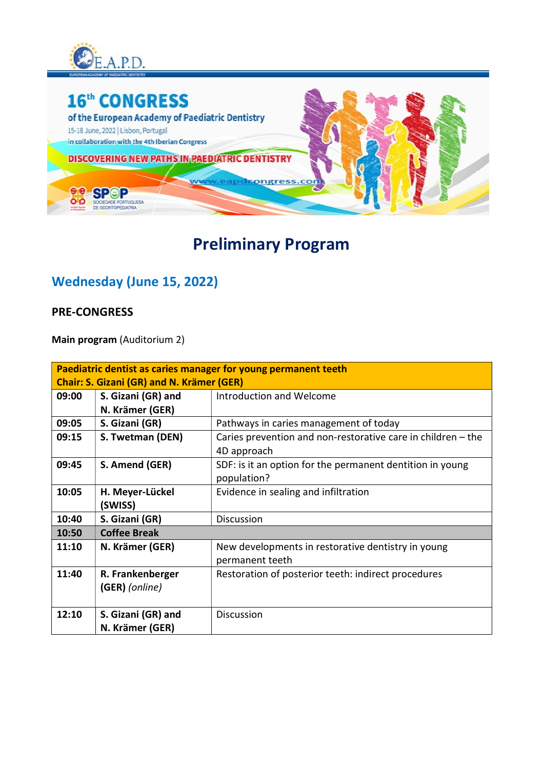E.A.P.D.

EUROPEAN ACADEMY OF PAEDIATRIC DENTISTRY

# 16th CONGRESS

of the European Academy of Paediatric Dentistry

15-18 June, 2022 | Lisbon, Portugal

in collaboration with the 4th Iberian Congress

DISCOVERING NEW PATHS IN PAEDIATRIC DENTISTRY

www.eapdcongress.com

SPOP SOCIEDADE PORTUGUESA DE ODONTOPEDIATRIA

# Preliminary Program

## Wednesday (June 15, 2022)

### PRE-CONGRESS

**Main program** (Auditorium 2)

| **Paediatric dentist as caries manager for young permanent teeth<br>Chair: S. Gizani (GR) and N. Krämer (GER)** | | |
|---|---|---|
| **09:00** | **S. Gizani (GR) and N. Krämer (GER)** | Introduction and Welcome |
| **09:05** | **S. Gizani (GR)** | Pathways in caries management of today |
| **09:15** | **S. Twetman (DEN)** | Caries prevention and non-restorative care in children – the 4D approach |
| **09:45** | **S. Amend (GER)** | SDF: is it an option for the permanent dentition in young population? |
| **10:05** | **H. Meyer-Lückel (SWISS)** | Evidence in sealing and infiltration |
| **10:40** | **S. Gizani (GR)** | Discussion |
| **10:50** | **Coffee Break** | |
| **11:10** | **N. Krämer (GER)** | New developments in restorative dentistry in young permanent teeth |
| **11:40** | **R. Frankenberger (GER)** *(online)* | Restoration of posterior teeth: indirect procedures |
| **12:10** | **S. Gizani (GR) and N. Krämer (GER)** | Discussion |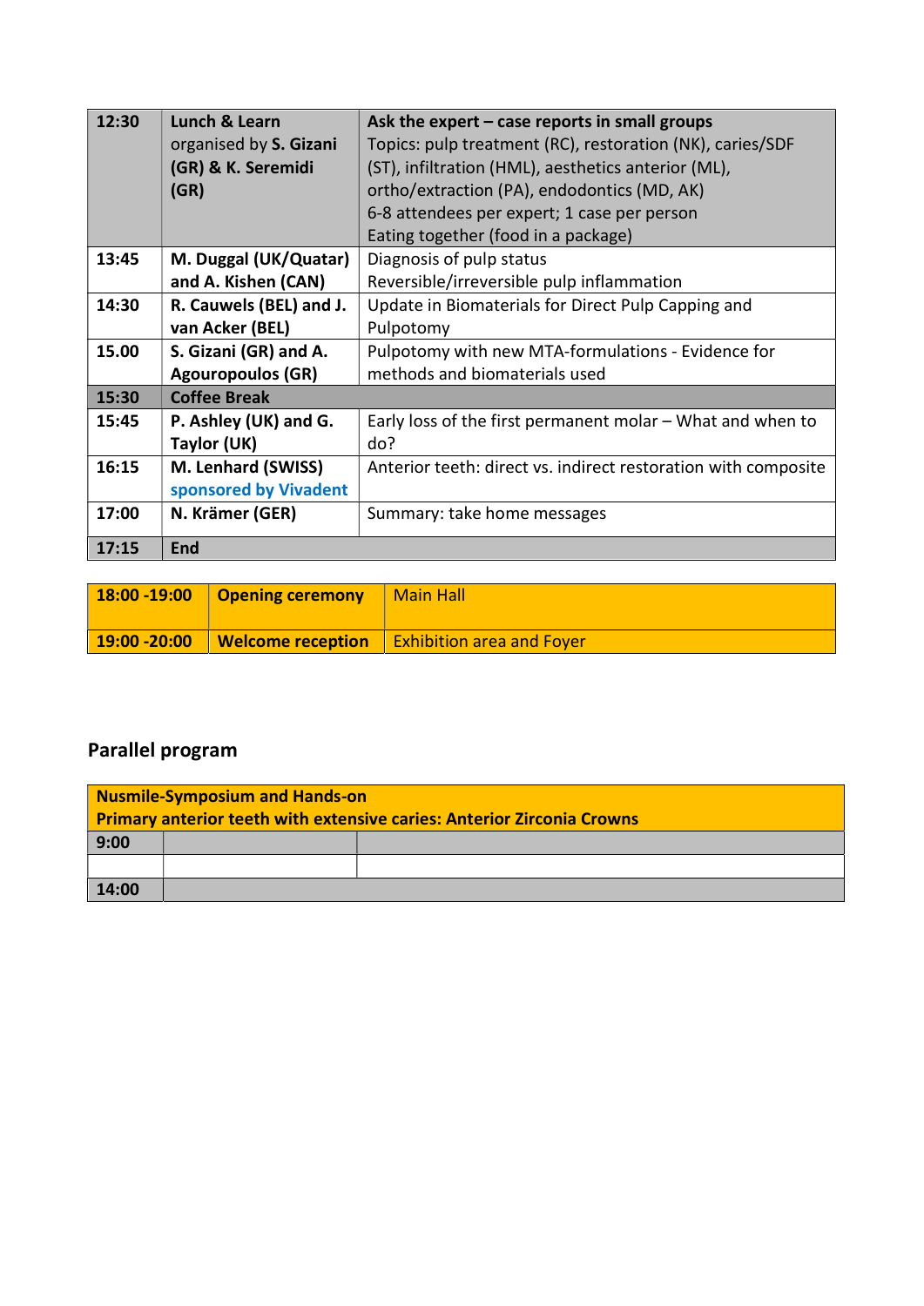| 12:30 | **Lunch & Learn** organised by **S. Gizani (GR) & K. Seremidi (GR)** | **Ask the expert – case reports in small groups** Topics: pulp treatment (RC), restoration (NK), caries/SDF (ST), infiltration (HML), aesthetics anterior (ML), ortho/extraction (PA), endodontics (MD, AK) 6-8 attendees per expert; 1 case per person Eating together (food in a package) |
|---|---|---|
| **13:45** | **M. Duggal (UK/Quatar) and A. Kishen (CAN)** | Diagnosis of pulp status Reversible/irreversible pulp inflammation |
| **14:30** | **R. Cauwels (BEL) and J. van Acker (BEL)** | Update in Biomaterials for Direct Pulp Capping and Pulpotomy |
| **15.00** | **S. Gizani (GR) and A. Agouropoulos (GR)** | Pulpotomy with new MTA-formulations - Evidence for methods and biomaterials used |
| **15:30** | **Coffee Break** | |
| **15:45** | **P. Ashley (UK) and G. Taylor (UK)** | Early loss of the first permanent molar – What and when to do? |
| **16:15** | **M. Lenhard (SWISS)** sponsored by Vivadent | Anterior teeth: direct vs. indirect restoration with composite |
| **17:00** | **N. Krämer (GER)** | Summary: take home messages |
| **17:15** | **End** | |

| **18:00 -19:00** | **Opening ceremony** | Main Hall |
|---|---|---|
| **19:00 -20:00** | **Welcome reception** | Exhibition area and Foyer |

## Parallel program

| **Nusmile-Symposium and Hands-on** **Primary anterior teeth with extensive caries: Anterior Zirconia Crowns** | | |
|---|---|---|
| **9:00** | | |
| | | |
| **14:00** | | |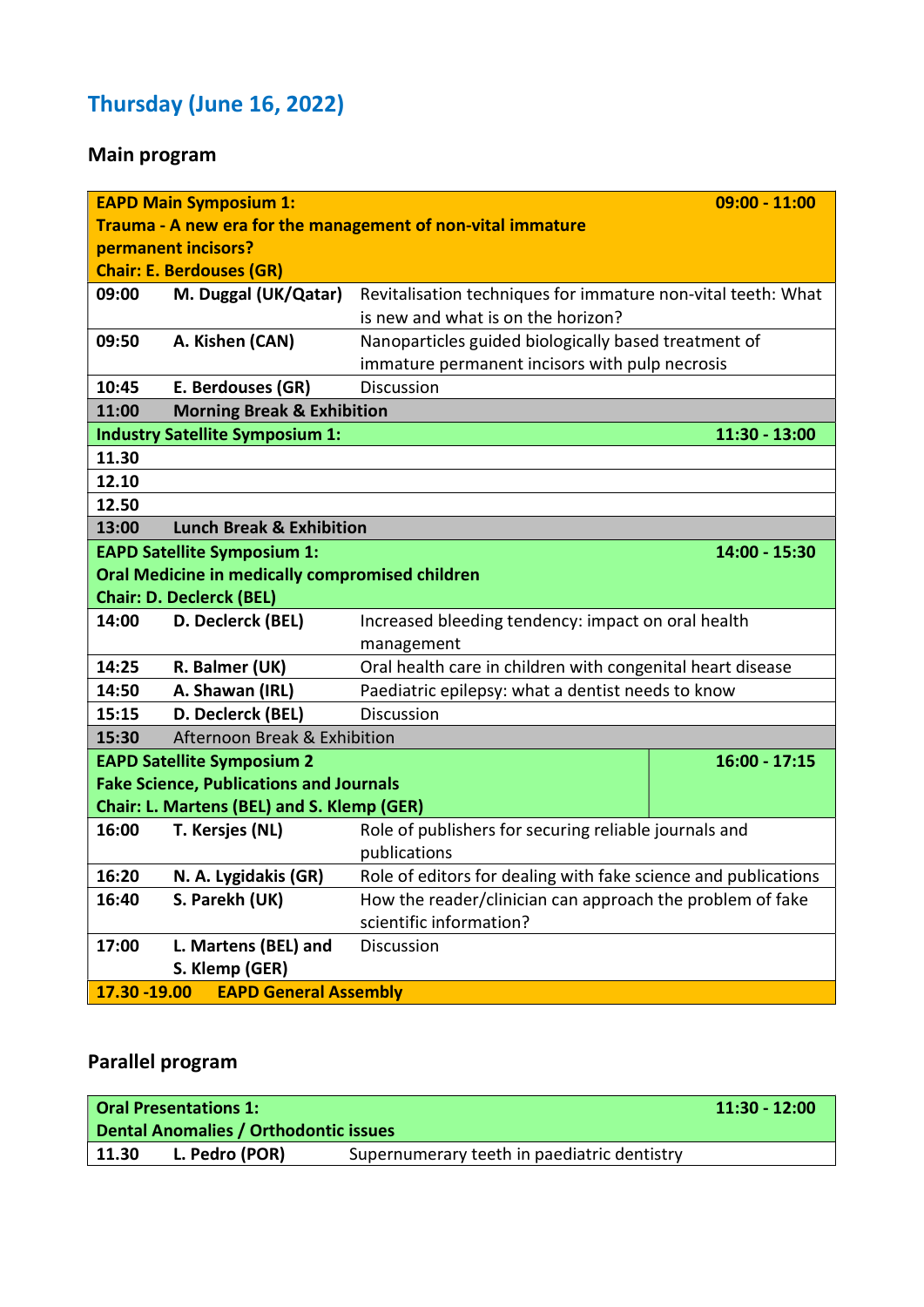## Thursday (June 16, 2022)

### Main program

| **EAPD Main Symposium 1: Trauma - A new era for the management of non-vital immature permanent incisors? Chair: E. Berdouses (GR)** | | **09:00 - 11:00** |
|---|---|---|
| **09:00** | **M. Duggal (UK/Qatar)** | Revitalisation techniques for immature non-vital teeth: What is new and what is on the horizon? |
| **09:50** | **A. Kishen (CAN)** | Nanoparticles guided biologically based treatment of immature permanent incisors with pulp necrosis |
| **10:45** | **E. Berdouses (GR)** | Discussion |
| **11:00** | **Morning Break & Exhibition** | |
| **Industry Satellite Symposium 1:** | | **11:30 - 13:00** |
| **11.30** | | |
| **12.10** | | |
| **12.50** | | |
| **13:00** | **Lunch Break & Exhibition** | |
| **EAPD Satellite Symposium 1: Oral Medicine in medically compromised children Chair: D. Declerck (BEL)** | | **14:00 - 15:30** |
| **14:00** | **D. Declerck (BEL)** | Increased bleeding tendency: impact on oral health management |
| **14:25** | **R. Balmer (UK)** | Oral health care in children with congenital heart disease |
| **14:50** | **A. Shawan (IRL)** | Paediatric epilepsy: what a dentist needs to know |
| **15:15** | **D. Declerck (BEL)** | Discussion |
| **15:30** | Afternoon Break & Exhibition | |
| **EAPD Satellite Symposium 2 Fake Science, Publications and Journals Chair: L. Martens (BEL) and S. Klemp (GER)** | | **16:00 - 17:15** |
| **16:00** | **T. Kersjes (NL)** | Role of publishers for securing reliable journals and publications |
| **16:20** | **N. A. Lygidakis (GR)** | Role of editors for dealing with fake science and publications |
| **16:40** | **S. Parekh (UK)** | How the reader/clinician can approach the problem of fake scientific information? |
| **17:00** | **L. Martens (BEL) and S. Klemp (GER)** | Discussion |
| **17.30 -19.00** | **EAPD General Assembly** | |

### Parallel program

| **Oral Presentations 1: Dental Anomalies / Orthodontic issues** | | **11:30 - 12:00** |
|---|---|---|
| **11.30** | **L. Pedro (POR)** | Supernumerary teeth in paediatric dentistry |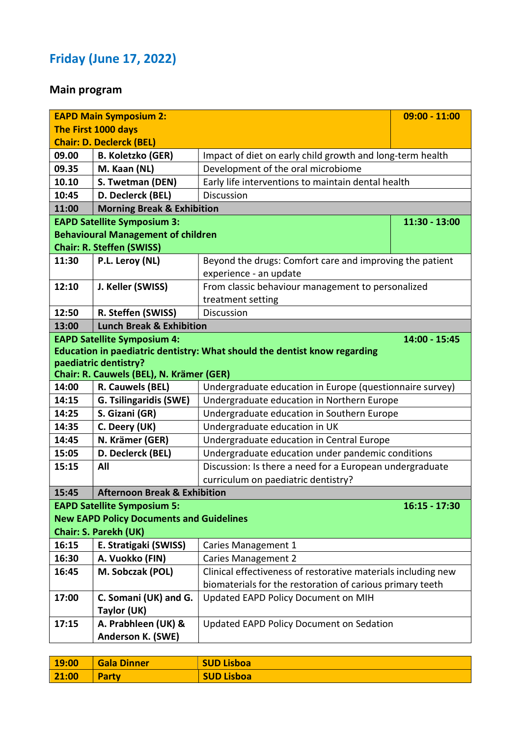## Friday (June 17, 2022)

### Main program

| | | | |
|---|---|---|---|
| **EAPD Main Symposium 2: The First 1000 days Chair: D. Declerck (BEL)** | | | **09:00 - 11:00** |
| **09.00** | **B. Koletzko (GER)** | Impact of diet on early child growth and long-term health | |
| **09.35** | **M. Kaan (NL)** | Development of the oral microbiome | |
| **10.10** | **S. Twetman (DEN)** | Early life interventions to maintain dental health | |
| **10:45** | **D. Declerck (BEL)** | Discussion | |
| **11:00** | **Morning Break & Exhibition** | | |
| **EAPD Satellite Symposium 3: Behavioural Management of children Chair: R. Steffen (SWISS)** | | | **11:30 - 13:00** |
| **11:30** | **P.L. Leroy (NL)** | Beyond the drugs: Comfort care and improving the patient experience - an update | |
| **12:10** | **J. Keller (SWISS)** | From classic behaviour management to personalized treatment setting | |
| **12:50** | **R. Steffen (SWISS)** | Discussion | |
| **13:00** | **Lunch Break & Exhibition** | | |
| **EAPD Satellite Symposium 4: Education in paediatric dentistry: What should the dentist know regarding paediatric dentistry? Chair: R. Cauwels (BEL), N. Krämer (GER)** | | | **14:00 - 15:45** |
| **14:00** | **R. Cauwels (BEL)** | Undergraduate education in Europe (questionnaire survey) | |
| **14:15** | **G. Tsilingaridis (SWE)** | Undergraduate education in Northern Europe | |
| **14:25** | **S. Gizani (GR)** | Undergraduate education in Southern Europe | |
| **14:35** | **C. Deery (UK)** | Undergraduate education in UK | |
| **14:45** | **N. Krämer (GER)** | Undergraduate education in Central Europe | |
| **15:05** | **D. Declerck (BEL)** | Undergraduate education under pandemic conditions | |
| **15:15** | **All** | Discussion: Is there a need for a European undergraduate curriculum on paediatric dentistry? | |
| **15:45** | **Afternoon Break & Exhibition** | | |
| **EAPD Satellite Symposium 5: New EAPD Policy Documents and Guidelines Chair: S. Parekh (UK)** | | | **16:15 - 17:30** |
| **16:15** | **E. Stratigaki (SWISS)** | Caries Management 1 | |
| **16:30** | **A. Vuokko (FIN)** | Caries Management 2 | |
| **16:45** | **M. Sobczak (POL)** | Clinical effectiveness of restorative materials including new biomaterials for the restoration of carious primary teeth | |
| **17:00** | **C. Somani (UK) and G. Taylor (UK)** | Updated EAPD Policy Document on MIH | |
| **17:15** | **A. Prabhleen (UK) & Anderson K. (SWE)** | Updated EAPD Policy Document on Sedation | |

| | | |
|---|---|---|
| **19:00** | **Gala Dinner** | **SUD Lisboa** |
| **21:00** | **Party** | **SUD Lisboa** |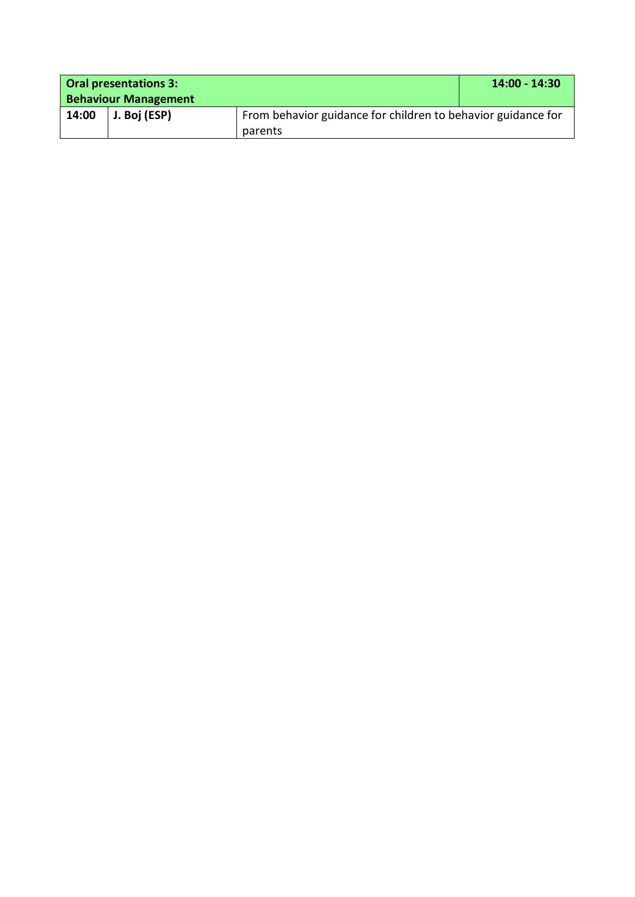| **Oral presentations 3: Behaviour Management** | | | **14:00 - 14:30** |
|---|---|---|---|
| **14:00** | **J. Boj (ESP)** | From behavior guidance for children to behavior guidance for parents | |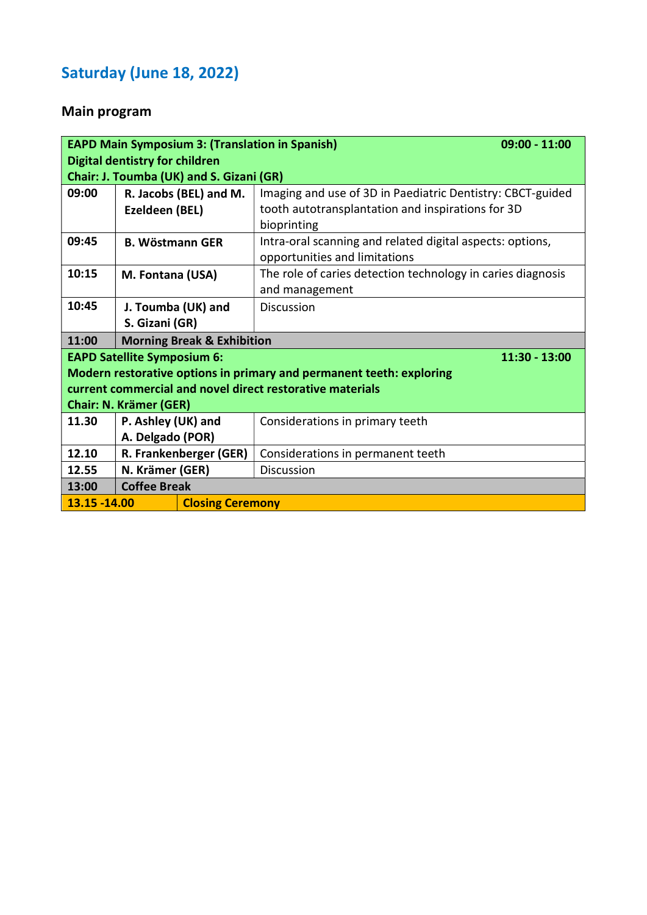## Saturday (June 18, 2022)

### Main program

| | | |
|---|---|---|
| **EAPD Main Symposium 3: (Translation in Spanish)**<br>**Digital dentistry for children**<br>**Chair: J. Toumba (UK) and S. Gizani (GR)** | | **09:00 - 11:00** |
| **09:00** | **R. Jacobs (BEL) and M. Ezeldeen (BEL)** | Imaging and use of 3D in Paediatric Dentistry: CBCT-guided tooth autotransplantation and inspirations for 3D bioprinting |
| **09:45** | **B. Wöstmann GER** | Intra-oral scanning and related digital aspects: options, opportunities and limitations |
| **10:15** | **M. Fontana (USA)** | The role of caries detection technology in caries diagnosis and management |
| **10:45** | **J. Toumba (UK) and S. Gizani (GR)** | Discussion |
| **11:00** | **Morning Break & Exhibition** | |
| **EAPD Satellite Symposium 6:**<br>**Modern restorative options in primary and permanent teeth: exploring current commercial and novel direct restorative materials**<br>**Chair: N. Krämer (GER)** | | **11:30 - 13:00** |
| **11.30** | **P. Ashley (UK) and A. Delgado (POR)** | Considerations in primary teeth |
| **12.10** | **R. Frankenberger (GER)** | Considerations in permanent teeth |
| **12.55** | **N. Krämer (GER)** | Discussion |
| **13:00** | **Coffee Break** | |
| **13.15 -14.00** | **Closing Ceremony** | |